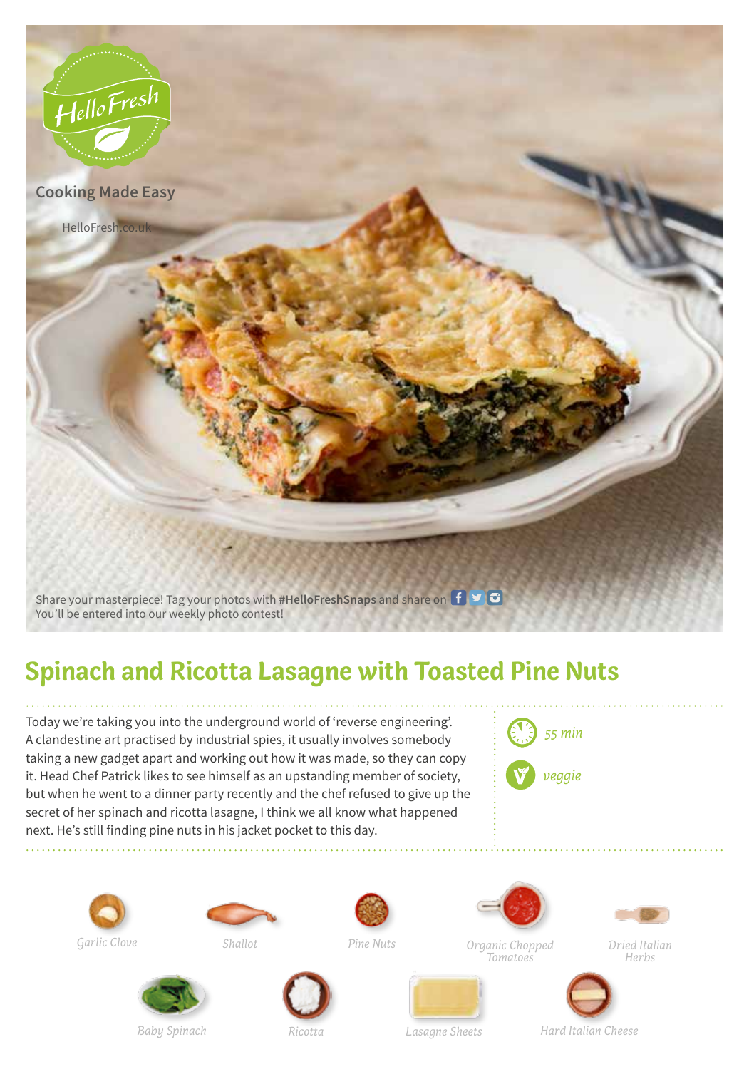HelloFresh

Cooking Made Easy

HelloFresh.co.uk

Share your masterpiece! Tag your photos with **#HelloFreshSnaps** and share on
You'll be entered into our weekly photo contest!

# Spinach and Ricotta Lasagne with Toasted Pine Nuts

Today we're taking you into the underground world of 'reverse engineering'. A clandestine art practised by industrial spies, it usually involves somebody taking a new gadget apart and working out how it was made, so they can copy it. Head Chef Patrick likes to see himself as an upstanding member of society, but when he went to a dinner party recently and the chef refused to give up the secret of her spinach and ricotta lasagne, I think we all know what happened next. He's still finding pine nuts in his jacket pocket to this day.

*55 min*

*veggie*

*Garlic Clove*

*Shallot*

*Pine Nuts*

*Organic Chopped Tomatoes*

*Dried Italian Herbs*

*Baby Spinach*

*Ricotta*

*Lasagne Sheets*

*Hard Italian Cheese*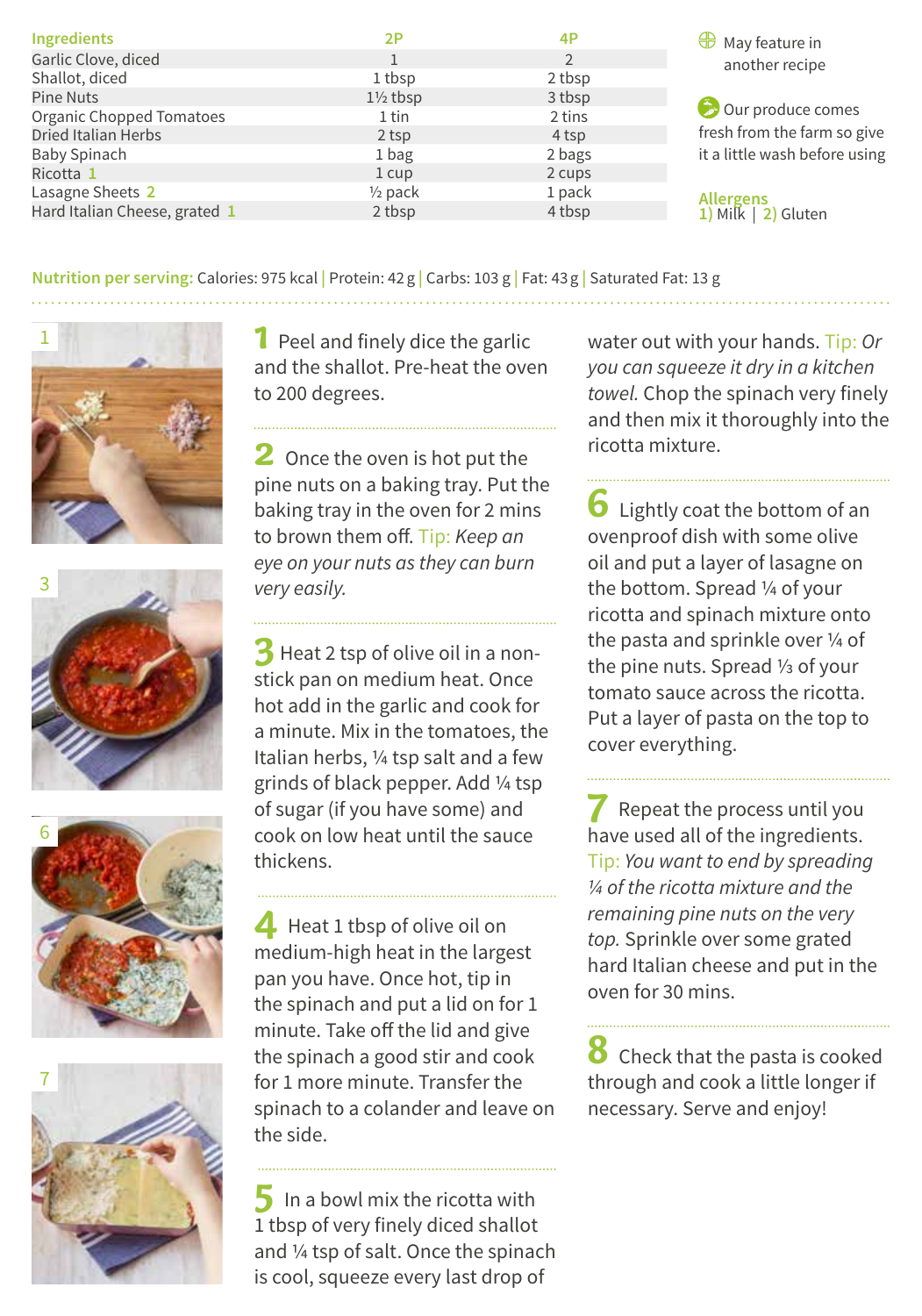| Ingredients | 2P | 4P |
|---|---|---|
| Garlic Clove, diced | 1 | 2 |
| Shallot, diced | 1 tbsp | 2 tbsp |
| Pine Nuts | 1½ tbsp | 3 tbsp |
| Organic Chopped Tomatoes | 1 tin | 2 tins |
| Dried Italian Herbs | 2 tsp | 4 tsp |
| Baby Spinach | 1 bag | 2 bags |
| Ricotta 1 | 1 cup | 2 cups |
| Lasagne Sheets 2 | ½ pack | 1 pack |
| Hard Italian Cheese, grated 1 | 2 tbsp | 4 tbsp |

May feature in another recipe

Our produce comes fresh from the farm so give it a little wash before using

**Allergens**
1) Milk | 2) Gluten

**Nutrition per serving:** Calories: 975 kcal | Protein: 42 g | Carbs: 103 g | Fat: 43 g | Saturated Fat: 13 g

1 Peel and finely dice the garlic and the shallot. Pre-heat the oven to 200 degrees.

2 Once the oven is hot put the pine nuts on a baking tray. Put the baking tray in the oven for 2 mins to brown them off. Tip: *Keep an eye on your nuts as they can burn very easily.*

3 Heat 2 tsp of olive oil in a non-stick pan on medium heat. Once hot add in the garlic and cook for a minute. Mix in the tomatoes, the Italian herbs, ¼ tsp salt and a few grinds of black pepper. Add ¼ tsp of sugar (if you have some) and cook on low heat until the sauce thickens.

4 Heat 1 tbsp of olive oil on medium-high heat in the largest pan you have. Once hot, tip in the spinach and put a lid on for 1 minute. Take off the lid and give the spinach a good stir and cook for 1 more minute. Transfer the spinach to a colander and leave on the side.

5 In a bowl mix the ricotta with 1 tbsp of very finely diced shallot and ¼ tsp of salt. Once the spinach is cool, squeeze every last drop of water out with your hands. Tip: *Or you can squeeze it dry in a kitchen towel.* Chop the spinach very finely and then mix it thoroughly into the ricotta mixture.

6 Lightly coat the bottom of an ovenproof dish with some olive oil and put a layer of lasagne on the bottom. Spread ¼ of your ricotta and spinach mixture onto the pasta and sprinkle over ¼ of the pine nuts. Spread ⅓ of your tomato sauce across the ricotta. Put a layer of pasta on the top to cover everything.

7 Repeat the process until you have used all of the ingredients. Tip: *You want to end by spreading ¼ of the ricotta mixture and the remaining pine nuts on the very top.* Sprinkle over some grated hard Italian cheese and put in the oven for 30 mins.

8 Check that the pasta is cooked through and cook a little longer if necessary. Serve and enjoy!